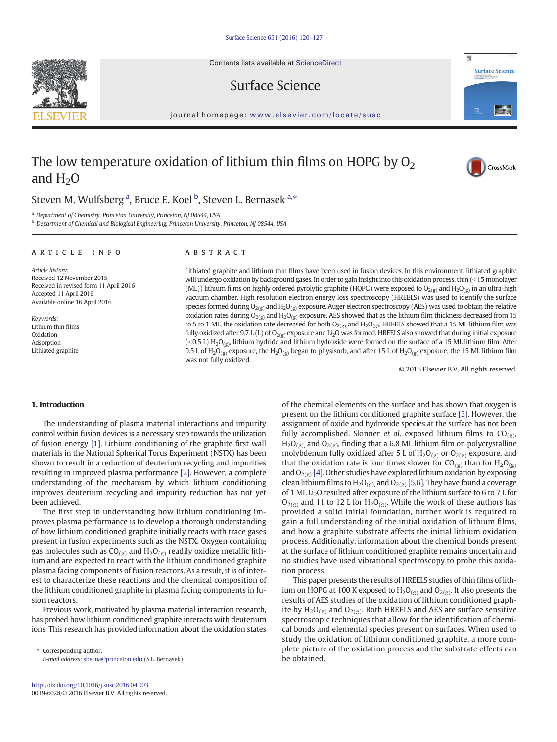# The low temperature oxidation of lithium thin films on HOPG by $O_2$ and $H_2O$

Steven M. Wulfsberg [a], Bruce E. Koel [b], Steven L. Bernasek [a,*]

[a] Department of Chemistry, Princeton University, Princeton, NJ 08544, USA
[b] Department of Chemical and Biological Engineering, Princeton University, Princeton, NJ 08544, USA

## ARTICLE INFO

*Article history:*
Received 12 November 2015
Received in revised form 11 April 2016
Accepted 11 April 2016
Available online 16 April 2016

*Keywords:*
Lithium thin films
Oxidation
Adsorption
Lithiated graphite

## ABSTRACT

Lithiated graphite and lithium thin films have been used in fusion devices. In this environment, lithiated graphite will undergo oxidation by background gases. In order to gain insight into this oxidation process, thin (<15 monolayer (ML)) lithium films on highly ordered pyrolytic graphite (HOPG) were exposed to $O_{2(g)}$ and $H_2O_{(g)}$ in an ultra-high vacuum chamber. High resolution electron energy loss spectroscopy (HREELS) was used to identify the surface species formed during $O_{2(g)}$ and $H_2O_{(g)}$ exposure. Auger electron spectroscopy (AES) was used to obtain the relative oxidation rates during $O_{2(g)}$ and $H_2O_{(g)}$ exposure. AES showed that as the lithium film thickness decreased from 15 to 5 to 1 ML, the oxidation rate decreased for both $O_{2(g)}$ and $H_2O_{(g)}$. HREELS showed that a 15 ML lithium film was fully oxidized after 9.7 L (L) of $O_{2(g)}$ exposure and $Li_2O$ was formed. HREELS also showed that during initial exposure (<0.5 L) $H_2O_{(g)}$, lithium hydride and lithium hydroxide were formed on the surface of a 15 ML lithium film. After 0.5 L of $H_2O_{(g)}$ exposure, the $H_2O_{(g)}$ began to physisorb, and after 15 L of $H_2O_{(g)}$ exposure, the 15 ML lithium film was not fully oxidized.

© 2016 Elsevier B.V. All rights reserved.

## 1. Introduction

The understanding of plasma material interactions and impurity control within fusion devices is a necessary step towards the utilization of fusion energy [1]. Lithium conditioning of the graphite first wall materials in the National Spherical Torus Experiment (NSTX) has been shown to result in a reduction of deuterium recycling and impurities resulting in improved plasma performance [2]. However, a complete understanding of the mechanism by which lithium conditioning improves deuterium recycling and impurity reduction has not yet been achieved.

The first step in understanding how lithium conditioning improves plasma performance is to develop a thorough understanding of how lithium conditioned graphite initially reacts with trace gases present in fusion experiments such as the NSTX. Oxygen containing gas molecules such as $CO_{(g)}$ and $H_2O_{(g)}$ readily oxidize metallic lithium and are expected to react with the lithium conditioned graphite plasma facing components of fusion reactors. As a result, it is of interest to characterize these reactions and the chemical composition of the lithium conditioned graphite in plasma facing components in fusion reactors.

Previous work, motivated by plasma material interaction research, has probed how lithium conditioned graphite interacts with deuterium ions. This research has provided information about the oxidation states of the chemical elements on the surface and has shown that oxygen is present on the lithium conditioned graphite surface [3]. However, the assignment of oxide and hydroxide species at the surface has not been fully accomplished. Skinner *et al.* exposed lithium films to $CO_{(g)}$, $H_2O_{(g)}$, and $O_{2(g)}$, finding that a 6.8 ML lithium film on polycrystalline molybdenum fully oxidized after 5 L of $H_2O_{(g)}$ or $O_{2(g)}$ exposure, and that the oxidation rate is four times slower for $CO_{(g)}$ than for $H_2O_{(g)}$ and $O_{2(g)}$ [4]. Other studies have explored lithium oxidation by exposing clean lithium films to $H_2O_{(g)}$, and $O_{2(g)}$ [5,6]. They have found a coverage of 1 ML $Li_2O$ resulted after exposure of the lithium surface to 6 to 7 L for $O_{2(g)}$ and 11 to 12 L for $H_2O_{(g)}$. While the work of these authors has provided a solid initial foundation, further work is required to gain a full understanding of the initial oxidation of lithium films, and how a graphite substrate affects the initial lithium oxidation process. Additionally, information about the chemical bonds present at the surface of lithium conditioned graphite remains uncertain and no studies have used vibrational spectroscopy to probe this oxidation process.

This paper presents the results of HREELS studies of thin films of lithium on HOPG at 100 K exposed to $H_2O_{(g)}$ and $O_{2(g)}$. It also presents the results of AES studies of the oxidation of lithium conditioned graphite by $H_2O_{(g)}$ and $O_{2(g)}$. Both HREELS and AES are surface sensitive spectroscopic techniques that allow for the identification of chemical bonds and elemental species present on surfaces. When used to study the oxidation of lithium conditioned graphite, a more complete picture of the oxidation process and the substrate effects can be obtained.

\* Corresponding author.
*E-mail address:* sberna@princeton.edu (S.L. Bernasek).

http://dx.doi.org/10.1016/j.susc.2016.04.003
0039-6028/© 2016 Elsevier B.V. All rights reserved.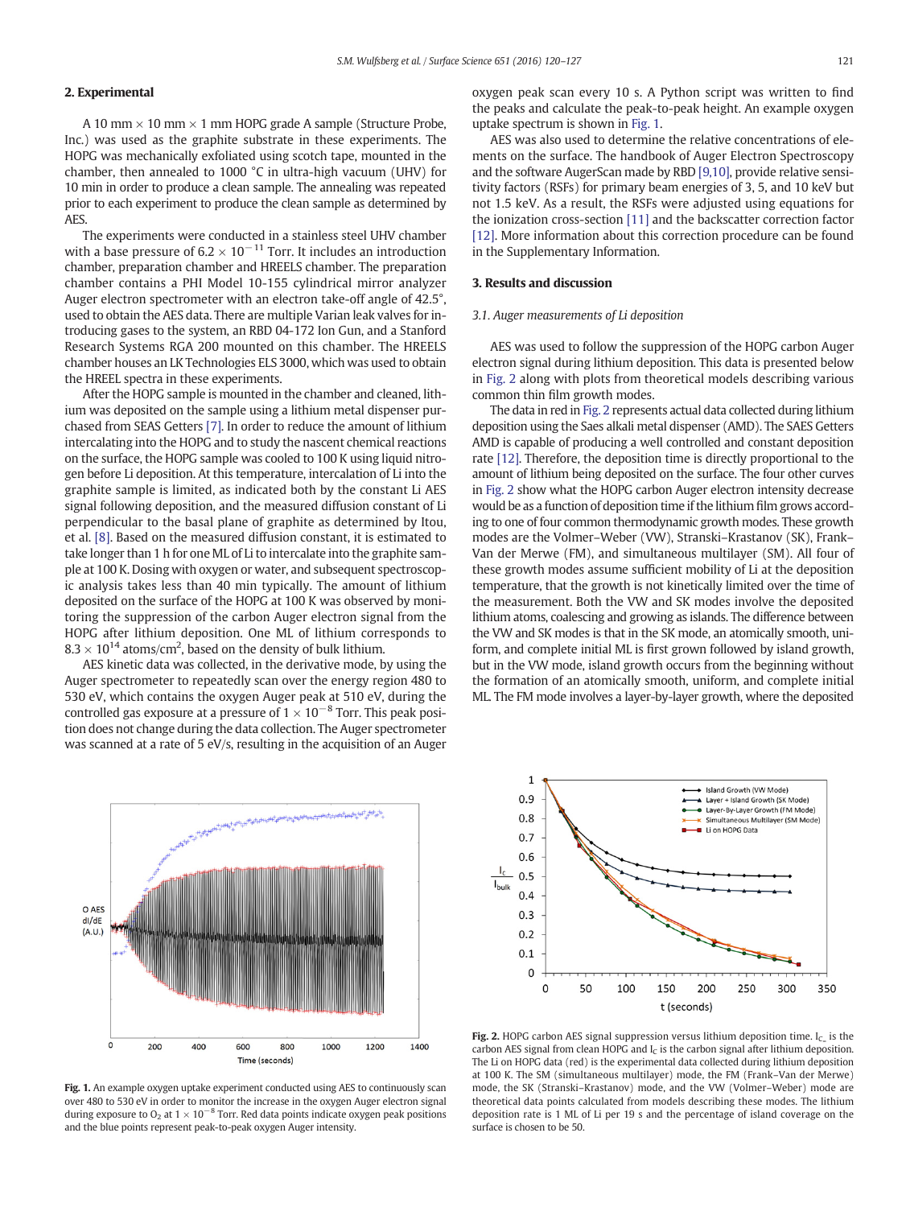## 2. Experimental

A 10 mm × 10 mm × 1 mm HOPG grade A sample (Structure Probe, Inc.) was used as the graphite substrate in these experiments. The HOPG was mechanically exfoliated using scotch tape, mounted in the chamber, then annealed to 1000 °C in ultra-high vacuum (UHV) for 10 min in order to produce a clean sample. The annealing was repeated prior to each experiment to produce the clean sample as determined by AES.

The experiments were conducted in a stainless steel UHV chamber with a base pressure of $6.2 \times 10^{-11}$ Torr. It includes an introduction chamber, preparation chamber and HREELS chamber. The preparation chamber contains a PHI Model 10-155 cylindrical mirror analyzer Auger electron spectrometer with an electron take-off angle of 42.5°, used to obtain the AES data. There are multiple Varian leak valves for introducing gases to the system, an RBD 04-172 Ion Gun, and a Stanford Research Systems RGA 200 mounted on this chamber. The HREELS chamber houses an LK Technologies ELS 3000, which was used to obtain the HREEL spectra in these experiments.

After the HOPG sample is mounted in the chamber and cleaned, lithium was deposited on the sample using a lithium metal dispenser purchased from SEAS Getters [7]. In order to reduce the amount of lithium intercalating into the HOPG and to study the nascent chemical reactions on the surface, the HOPG was cooled to 100 K using liquid nitrogen before Li deposition. At this temperature, intercalation of Li into the graphite sample is limited, as indicated both by the constant Li AES signal following deposition, and the measured diffusion constant of Li perpendicular to the basal plane of graphite as determined by Itou, et al. [8]. Based on the measured diffusion constant, it is estimated to take longer than 1 h for one ML of Li to intercalate into the graphite sample at 100 K. Dosing with oxygen or water, and subsequent spectroscopic analysis takes less than 40 min typically. The amount of lithium deposited on the surface of the HOPG at 100 K was observed by monitoring the suppression of the carbon Auger electron signal from the HOPG after lithium deposition. One ML of lithium corresponds to $8.3 \times 10^{14}$ atoms/cm$^2$, based on the density of bulk lithium.

AES kinetic data was collected, in the derivative mode, by using the Auger spectrometer to repeatedly scan over the energy region 480 to 530 eV, which contains the oxygen Auger peak at 510 eV, during the controlled gas exposure at a pressure of $1 \times 10^{-8}$ Torr. This peak position does not change during the data collection. The Auger spectrometer was scanned at a rate of 5 eV/s, resulting in the acquisition of an Auger oxygen peak scan every 10 s. A Python script was written to find the peaks and calculate the peak-to-peak height. An example oxygen uptake spectrum is shown in Fig. 1.

AES was also used to determine the relative concentrations of elements on the surface. The handbook of Auger Electron Spectroscopy and the software AugerScan made by RBD [9,10], provide relative sensitivity factors (RSFs) for primary beam energies of 3, 5, and 10 keV but not 1.5 keV. As a result, the RSFs were adjusted using equations for the ionization cross-section [11] and the backscatter correction factor [12]. More information about this correction procedure can be found in the Supplementary Information.

## 3. Results and discussion

### 3.1. Auger measurements of Li deposition

AES was used to follow the suppression of the HOPG carbon Auger electron signal during lithium deposition. This data is presented below in Fig. 2 along with plots from theoretical models describing various common thin film growth modes.

The data in red in Fig. 2 represents actual data collected during lithium deposition using the Saes alkali metal dispenser (AMD). The SAES Getters AMD is capable of producing a well controlled and constant deposition rate [12]. Therefore, the deposition time is directly proportional to the amount of lithium being deposited on the surface. The four other curves in Fig. 2 show what the HOPG carbon Auger electron intensity decrease would be as a function of deposition time if the lithium film grows according to one of four common thermodynamic growth modes. These growth modes are the Volmer–Weber (VW), Stranski–Krastanov (SK), Frank–Van der Merwe (FM), and simultaneous multilayer (SM). All four of these growth modes assume sufficient mobility of Li at the deposition temperature, that the growth is not kinetically limited over the time of the measurement. Both the VW and SK modes involve the deposited lithium atoms, coalescing and growing as islands. The difference between the VW and SK modes is that in the SK mode, an atomically smooth, uniform, and complete initial ML is first grown followed by island growth, but in the VW mode, island growth occurs from the beginning without the formation of an atomically smooth, uniform, and complete initial ML. The FM mode involves a layer-by-layer growth, where the deposited

**Fig. 1.** An example oxygen uptake experiment conducted using AES to continuously scan over 480 to 530 eV in order to monitor the increase in the oxygen Auger electron signal during exposure to $O_2$ at $1 \times 10^{-8}$ Torr. Red data points indicate oxygen peak positions and the blue points represent peak-to-peak oxygen Auger intensity.

**Fig. 2.** HOPG carbon AES signal suppression versus lithium deposition time. $I_{C_-}$ is the carbon AES signal from clean HOPG and $I_C$ is the carbon signal after lithium deposition. The Li on HOPG data (red) is the experimental data collected during lithium deposition at 100 K. The SM (simultaneous multilayer) mode, the FM (Frank–Van der Merwe) mode, the SK (Stranski–Krastanov) mode, and the VW (Volmer–Weber) mode are theoretical data points calculated from models describing these modes. The lithium deposition rate is 1 ML of Li per 19 s and the percentage of island coverage on the surface is chosen to be 50.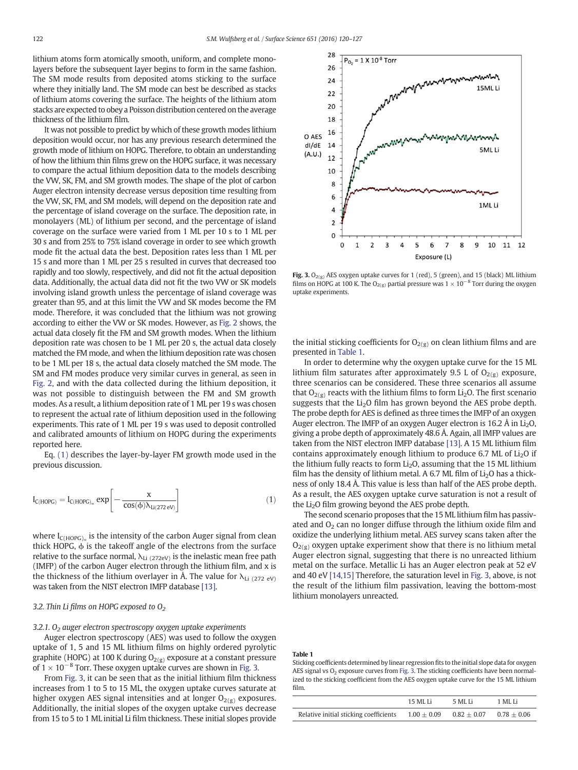lithium atoms form atomically smooth, uniform, and complete monolayers before the subsequent layer begins to form in the same fashion. The SM mode results from deposited atoms sticking to the surface where they initially land. The SM mode can best be described as stacks of lithium atoms covering the surface. The heights of the lithium atom stacks are expected to obey a Poisson distribution centered on the average thickness of the lithium film.

It was not possible to predict by which of these growth modes lithium deposition would occur, nor has any previous research determined the growth mode of lithium on HOPG. Therefore, to obtain an understanding of how the lithium thin films grew on the HOPG surface, it was necessary to compare the actual lithium deposition data to the models describing the VW, SK, FM, and SM growth modes. The shape of the plot of carbon Auger electron intensity decrease versus deposition time resulting from the VW, SK, FM, and SM models, will depend on the deposition rate and the percentage of island coverage on the surface. The deposition rate, in monolayers (ML) of lithium per second, and the percentage of island coverage on the surface were varied from 1 ML per 10 s to 1 ML per 30 s and from 25% to 75% island coverage in order to see which growth mode fit the actual data the best. Deposition rates less than 1 ML per 15 s and more than 1 ML per 25 s resulted in curves that decreased too rapidly and too slowly, respectively, and did not fit the actual deposition data. Additionally, the actual data did not fit the two VW or SK models involving island growth unless the percentage of island coverage was greater than 95, and at this limit the VW and SK modes become the FM mode. Therefore, it was concluded that the lithium was not growing according to either the VW or SK modes. However, as Fig. 2 shows, the actual data closely fit the FM and SM growth modes. When the lithium deposition rate was chosen to be 1 ML per 20 s, the actual data closely matched the FM mode, and when the lithium deposition rate was chosen to be 1 ML per 18 s, the actual data closely matched the SM mode. The SM and FM modes produce very similar curves in general, as seen in Fig. 2, and with the data collected during the lithium deposition, it was not possible to distinguish between the FM and SM growth modes. As a result, a lithium deposition rate of 1 ML per 19 s was chosen to represent the actual rate of lithium deposition used in the following experiments. This rate of 1 ML per 19 s was used to deposit controlled and calibrated amounts of lithium on HOPG during the experiments reported here.

Eq. (1) describes the layer-by-layer FM growth mode used in the previous discussion.

$$I_{C(HOPG)} = I_{C(HOPG)_\infty} \exp\left[-\frac{x}{\cos(\phi)\lambda_{Li(272\,eV)}}\right] \quad (1)$$

where $I_{C(HOPG)_\infty}$ is the intensity of the carbon Auger signal from clean thick HOPG, $\phi$ is the takeoff angle of the electrons from the surface relative to the surface normal, $\lambda_{Li\ (272eV)}$ is the inelastic mean free path (IMFP) of the carbon Auger electron through the lithium film, and x is the thickness of the lithium overlayer in Å. The value for $\lambda_{Li\ (272\ eV)}$ was taken from the NIST electron IMFP database [13].

### 3.2. Thin Li films on HOPG exposed to $O_2$

#### 3.2.1. $O_2$ auger electron spectroscopy oxygen uptake experiments

Auger electron spectroscopy (AES) was used to follow the oxygen uptake of 1, 5 and 15 ML lithium films on highly ordered pyrolytic graphite (HOPG) at 100 K during $O_{2(g)}$ exposure at a constant pressure of $1 \times 10^{-8}$ Torr. These oxygen uptake curves are shown in Fig. 3.

From Fig. 3, it can be seen that as the initial lithium film thickness increases from 1 to 5 to 15 ML, the oxygen uptake curves saturate at higher oxygen AES signal intensities and at longer $O_{2(g)}$ exposures. Additionally, the initial slopes of the oxygen uptake curves decrease from 15 to 5 to 1 ML initial Li film thickness. These initial slopes provide the initial sticking coefficients for $O_{2(g)}$ on clean lithium films and are presented in Table 1.

Fig. 3. $O_{2(g)}$ AES oxygen uptake curves for 1 (red), 5 (green), and 15 (black) ML lithium films on HOPG at 100 K. The $O_{2(g)}$ partial pressure was $1 \times 10^{-8}$ Torr during the oxygen uptake experiments.

In order to determine why the oxygen uptake curve for the 15 ML lithium film saturates after approximately 9.5 L of $O_{2(g)}$ exposure, three scenarios can be considered. These three scenarios all assume that $O_{2(g)}$ reacts with the lithium films to form $Li_2O$. The first scenario suggests that the $Li_2O$ film has grown beyond the AES probe depth. The probe depth for AES is defined as three times the IMFP of an oxygen Auger electron. The IMFP of an oxygen Auger electron is 16.2 Å in $Li_2O$, giving a probe depth of approximately 48.6 Å. Again, all IMFP values are taken from the NIST electron IMFP database [13]. A 15 ML lithium film contains approximately enough lithium to produce 6.7 ML of $Li_2O$ if the lithium fully reacts to form $Li_2O$, assuming that the 15 ML lithium film has the density of lithium metal. A 6.7 ML film of $Li_2O$ has a thickness of only 18.4 Å. This value is less than half of the AES probe depth. As a result, the AES oxygen uptake curve saturation is not a result of the $Li_2O$ film growing beyond the AES probe depth.

The second scenario proposes that the 15 ML lithium film has passivated and $O_2$ can no longer diffuse through the lithium oxide film and oxidize the underlying lithium metal. AES survey scans taken after the $O_{2(g)}$ oxygen uptake experiment show that there is no lithium metal Auger electron signal, suggesting that there is no unreacted lithium metal on the surface. Metallic Li has an Auger electron peak at 52 eV and 40 eV [14,15] Therefore, the saturation level in Fig. 3, above, is not the result of the lithium film passivation, leaving the bottom-most lithium monolayers unreacted.

**Table 1**
Sticking coefficients determined by linear regression fits to the initial slope data for oxygen AES signal vs $O_2$ exposure curves from Fig. 3. The sticking coefficients have been normalized to the sticking coefficient from the AES oxygen uptake curve for the 15 ML lithium film.

| | 15 ML Li | 5 ML Li | 1 ML Li |
|---|---|---|---|
| Relative initial sticking coefficients | 1.00 ± 0.09 | 0.82 ± 0.07 | 0.78 ± 0.06 |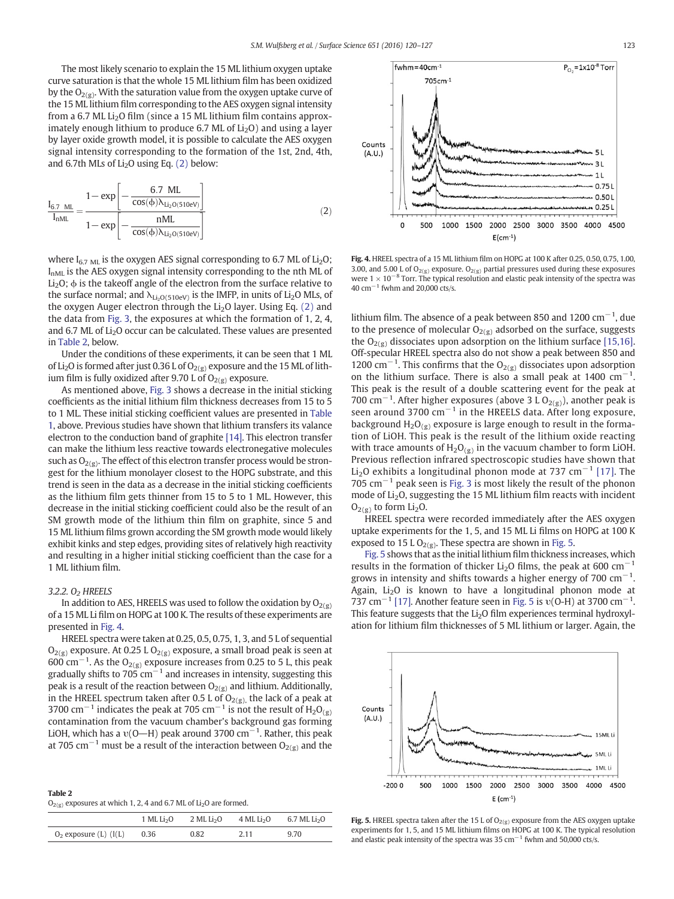The most likely scenario to explain the 15 ML lithium oxygen uptake curve saturation is that the whole 15 ML lithium film has been oxidized by the $O_{2(g)}$. With the saturation value from the oxygen uptake curve of the 15 ML lithium film corresponding to the AES oxygen signal intensity from a 6.7 ML $Li_2O$ film (since a 15 ML lithium film contains approximately enough lithium to produce 6.7 ML of $Li_2O$) and using a layer by layer oxide growth model, it is possible to calculate the AES oxygen signal intensity corresponding to the formation of the 1st, 2nd, 4th, and 6.7th MLs of $Li_2O$ using Eq. (2) below:

$$\frac{I_{6.7\ ML}}{I_{nML}} = \frac{1-\exp\left[-\frac{6.7\ ML}{\cos(\phi)\lambda_{Li_2O(510eV)}}\right]}{1-\exp\left[-\frac{nML}{\cos(\phi)\lambda_{Li_2O(510eV)}}\right]} \tag{2}$$

where $I_{6.7\ ML}$ is the oxygen AES signal corresponding to 6.7 ML of $Li_2O$; $I_{nML}$ is the AES oxygen signal intensity corresponding to the nth ML of $Li_2O$; $\phi$ is the takeoff angle of the electron from the surface relative to the surface normal; and $\lambda_{Li_2O(510eV)}$ is the IMFP, in units of $Li_2O$ MLs, of the oxygen Auger electron through the $Li_2O$ layer. Using Eq. (2) and the data from Fig. 3, the exposures at which the formation of 1, 2, 4, and 6.7 ML of $Li_2O$ occur can be calculated. These values are presented in Table 2, below.

Under the conditions of these experiments, it can be seen that 1 ML of $Li_2O$ is formed after just 0.36 L of $O_{2(g)}$ exposure and the 15 ML of lithium film is fully oxidized after 9.70 L of $O_{2(g)}$ exposure.

As mentioned above, Fig. 3 shows a decrease in the initial sticking coefficients as the initial lithium film thickness decreases from 15 to 5 to 1 ML. These initial sticking coefficient values are presented in Table 1, above. Previous studies have shown that lithium transfers its valance electron to the conduction band of graphite [14]. This electron transfer can make the lithium less reactive towards electronegative molecules such as $O_{2(g)}$. The effect of this electron transfer process would be strongest for the lithium monolayer closest to the HOPG substrate, and this trend is seen in the data as a decrease in the initial sticking coefficients as the lithium film gets thinner from 15 to 5 to 1 ML. However, this decrease in the initial sticking coefficient could also be the result of an SM growth mode of the lithium thin film on graphite, since 5 and 15 ML lithium films grown according the SM growth mode would likely exhibit kinks and step edges, providing sites of relatively high reactivity and resulting in a higher initial sticking coefficient than the case for a 1 ML lithium film.

### 3.2.2. $O_2$ HREELS

In addition to AES, HREELS was used to follow the oxidation by $O_{2(g)}$ of a 15 ML Li film on HOPG at 100 K. The results of these experiments are presented in Fig. 4.

HREEL spectra were taken at 0.25, 0.5, 0.75, 1, 3, and 5 L of sequential $O_{2(g)}$ exposure. At 0.25 L $O_{2(g)}$ exposure, a small broad peak is seen at 600 $cm^{-1}$. As the $O_{2(g)}$ exposure increases from 0.25 to 5 L, this peak gradually shifts to 705 $cm^{-1}$ and increases in intensity, suggesting this peak is a result of the reaction between $O_{2(g)}$ and lithium. Additionally, in the HREEL spectrum taken after 0.5 L of $O_{2(g)}$, the lack of a peak at 3700 $cm^{-1}$ indicates the peak at 705 $cm^{-1}$ is not the result of $H_2O_{(g)}$ contamination from the vacuum chamber's background gas forming LiOH, which has a υ(O—H) peak around 3700 $cm^{-1}$. Rather, this peak at 705 $cm^{-1}$ must be a result of the interaction between $O_{2(g)}$ and the lithium film. The absence of a peak between 850 and 1200 $cm^{-1}$, due to the presence of molecular $O_{2(g)}$ adsorbed on the surface, suggests the $O_{2(g)}$ dissociates upon adsorption on the lithium surface [15,16]. Off-specular HREEL spectra also do not show a peak between 850 and 1200 $cm^{-1}$. This confirms that the $O_{2(g)}$ dissociates upon adsorption on the lithium surface. There is also a small peak at 1400 $cm^{-1}$. This peak is the result of a double scattering event for the peak at 700 $cm^{-1}$. After higher exposures (above 3 L $O_{2(g)}$), another peak is seen around 3700 $cm^{-1}$ in the HREELS data. After long exposure, background $H_2O_{(g)}$ exposure is large enough to result in the formation of LiOH. This peak is the result of the lithium oxide reacting with trace amounts of $H_2O_{(g)}$ in the vacuum chamber to form LiOH. Previous reflection infrared spectroscopic studies have shown that $Li_2O$ exhibits a longitudinal phonon mode at 737 $cm^{-1}$ [17]. The 705 $cm^{-1}$ peak seen is Fig. 3 is most likely the result of the phonon mode of $Li_2O$, suggesting the 15 ML lithium film reacts with incident $O_{2(g)}$ to form $Li_2O$.

HREEL spectra were recorded immediately after the AES oxygen uptake experiments for the 1, 5, and 15 ML Li films on HOPG at 100 K exposed to 15 L $O_{2(g)}$. These spectra are shown in Fig. 5.

Fig. 5 shows that as the initial lithium film thickness increases, which results in the formation of thicker $Li_2O$ films, the peak at 600 $cm^{-1}$ grows in intensity and shifts towards a higher energy of 700 $cm^{-1}$. Again, $Li_2O$ is known to have a longitudinal phonon mode at 737 $cm^{-1}$ [17]. Another feature seen in Fig. 5 is υ(O-H) at 3700 $cm^{-1}$. This feature suggests that the $Li_2O$ film experiences terminal hydroxylation for lithium film thicknesses of 5 ML lithium or larger. Again, the

**Table 2**
$O_{2(g)}$ exposures at which 1, 2, 4 and 6.7 ML of $Li_2O$ are formed.

| | 1 ML $Li_2O$ | 2 ML $Li_2O$ | 4 ML $Li_2O$ | 6.7 ML $Li_2O$ |
|---|---|---|---|---|
| $O_2$ exposure (L) (I(L) | 0.36 | 0.82 | 2.11 | 9.70 |

**Fig. 4.** HREEL spectra of a 15 ML lithium film on HOPG at 100 K after 0.25, 0.50, 0.75, 1.00, 3.00, and 5.00 L of $O_{2(g)}$ exposure. $O_{2(g)}$ partial pressures used during these exposures were $1 \times 10^{-8}$ Torr. The typical resolution and elastic peak intensity of the spectra was 40 $cm^{-1}$ fwhm and 20,000 cts/s.

**Fig. 5.** HREEL spectra taken after the 15 L of $O_{2(g)}$ exposure from the AES oxygen uptake experiments for 1, 5, and 15 ML lithium films on HOPG at 100 K. The typical resolution and elastic peak intensity of the spectra was 35 $cm^{-1}$ fwhm and 50,000 cts/s.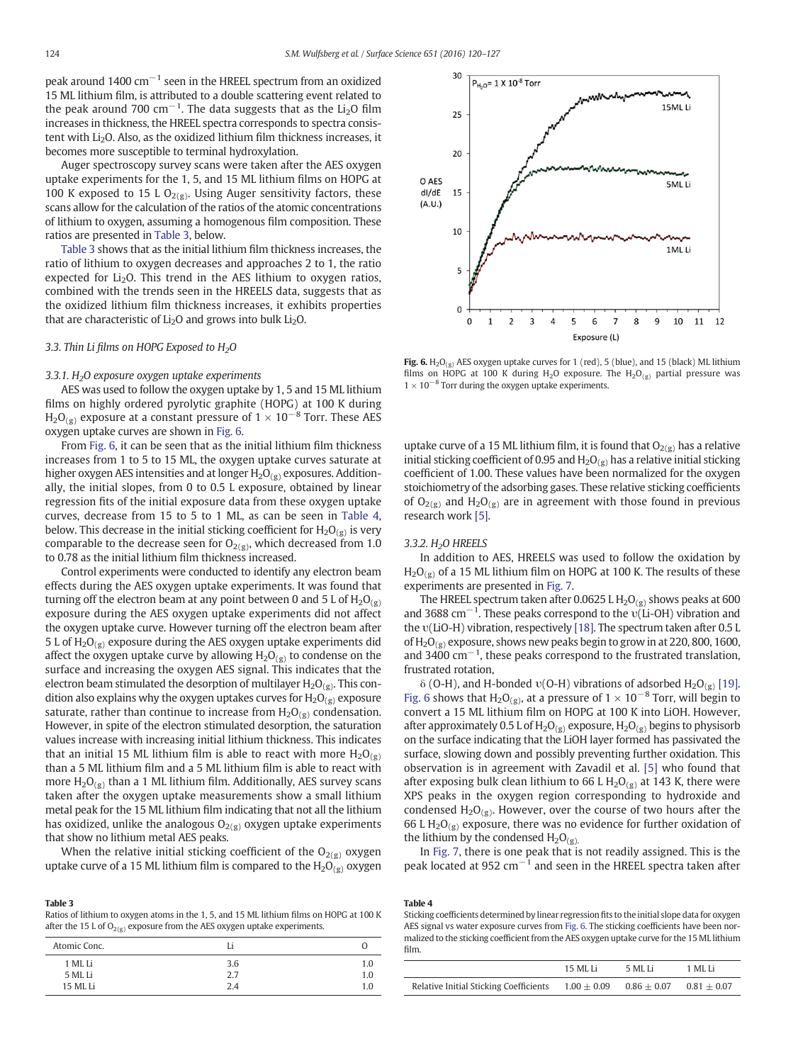peak around 1400 cm$^{-1}$ seen in the HREEL spectrum from an oxidized 15 ML lithium film, is attributed to a double scattering event related to the peak around 700 cm$^{-1}$. The data suggests that as the $Li_2O$ film increases in thickness, the HREEL spectra corresponds to spectra consistent with $Li_2O$. Also, as the oxidized lithium film thickness increases, it becomes more susceptible to terminal hydroxylation.

Auger spectroscopy survey scans were taken after the AES oxygen uptake experiments for the 1, 5, and 15 ML lithium films on HOPG at 100 K exposed to 15 L $O_{2(g)}$. Using Auger sensitivity factors, these scans allow for the calculation of the ratios of the atomic concentrations of lithium to oxygen, assuming a homogenous film composition. These ratios are presented in Table 3, below.

Table 3 shows that as the initial lithium film thickness increases, the ratio of lithium to oxygen decreases and approaches 2 to 1, the ratio expected for $Li_2O$. This trend in the AES lithium to oxygen ratios, combined with the trends seen in the HREELS data, suggests that as the oxidized lithium film thickness increases, it exhibits properties that are characteristic of $Li_2O$ and grows into bulk $Li_2O$.

### *3.3. Thin Li films on HOPG Exposed to $H_2O$*

#### *3.3.1. $H_2O$ exposure oxygen uptake experiments*

AES was used to follow the oxygen uptake by 1, 5 and 15 ML lithium films on highly ordered pyrolytic graphite (HOPG) at 100 K during $H_2O_{(g)}$ exposure at a constant pressure of $1 \times 10^{-8}$ Torr. These AES oxygen uptake curves are shown in Fig. 6.

From Fig. 6, it can be seen that as the initial lithium film thickness increases from 1 to 5 to 15 ML, the oxygen uptake curves saturate at higher oxygen AES intensities and at longer $H_2O_{(g)}$ exposures. Additionally, the initial slopes, from 0 to 0.5 L exposure, obtained by linear regression fits of the initial exposure data from these oxygen uptake curves, decrease from 15 to 5 to 1 ML, as can be seen in Table 4, below. This decrease in the initial sticking coefficient for $H_2O_{(g)}$ is very comparable to the decrease seen for $O_{2(g)}$, which decreased from 1.0 to 0.78 as the initial lithium film thickness increased.

Control experiments were conducted to identify any electron beam effects during the AES oxygen uptake experiments. It was found that turning off the electron beam at any point between 0 and 5 L of $H_2O_{(g)}$ exposure during the AES oxygen uptake experiments did not affect the oxygen uptake curve. However turning off the electron beam after 5 L of $H_2O_{(g)}$ exposure during the AES oxygen uptake experiments did affect the oxygen uptake curve by allowing $H_2O_{(g)}$ to condense on the surface and increasing the oxygen AES signal. This indicates that the electron beam stimulated the desorption of multilayer $H_2O_{(g)}$. This condition also explains why the oxygen uptakes curves for $H_2O_{(g)}$ exposure saturate, rather than continue to increase from $H_2O_{(g)}$ condensation. However, in spite of the electron stimulated desorption, the saturation values increase with increasing initial lithium thickness. This indicates that an initial 15 ML lithium film is able to react with more $H_2O_{(g)}$ than a 5 ML lithium film and a 5 ML lithium film is able to react with more $H_2O_{(g)}$ than a 1 ML lithium film. Additionally, AES survey scans taken after the oxygen uptake measurements show a small lithium metal peak for the 15 ML lithium film indicating that not all the lithium has oxidized, unlike the analogous $O_{2(g)}$ oxygen uptake experiments that show no lithium metal AES peaks.

When the relative initial sticking coefficient of the $O_{2(g)}$ oxygen uptake curve of a 15 ML lithium film is compared to the $H_2O_{(g)}$ oxygen uptake curve of a 15 ML lithium film, it is found that $O_{2(g)}$ has a relative initial sticking coefficient of 0.95 and $H_2O_{(g)}$ has a relative initial sticking coefficient of 1.00. These values have been normalized for the oxygen stoichiometry of the adsorbing gases. These relative sticking coefficients of $O_{2(g)}$ and $H_2O_{(g)}$ are in agreement with those found in previous research work [5].

**Table 3**
Ratios of lithium to oxygen atoms in the 1, 5, and 15 ML lithium films on HOPG at 100 K after the 15 L of $O_{2(g)}$ exposure from the AES oxygen uptake experiments.

| Atomic Conc. | Li | O |
|---|---|---|
| 1 ML Li | 3.6 | 1.0 |
| 5 ML Li | 2.7 | 1.0 |
| 15 ML Li | 2.4 | 1.0 |

**Fig. 6.** $H_2O_{(g)}$ AES oxygen uptake curves for 1 (red), 5 (blue), and 15 (black) ML lithium films on HOPG at 100 K during $H_2O$ exposure. The $H_2O_{(g)}$ partial pressure was $1 \times 10^{-8}$ Torr during the oxygen uptake experiments.

#### *3.3.2. $H_2O$ HREELS*

In addition to AES, HREELS was used to follow the oxidation by $H_2O_{(g)}$ of a 15 ML lithium film on HOPG at 100 K. The results of these experiments are presented in Fig. 7.

The HREEL spectrum taken after 0.0625 L $H_2O_{(g)}$ shows peaks at 600 and 3688 cm$^{-1}$. These peaks correspond to the υ(Li-OH) vibration and the υ(LiO-H) vibration, respectively [18]. The spectrum taken after 0.5 L of $H_2O_{(g)}$ exposure, shows new peaks begin to grow in at 220, 800, 1600, and 3400 cm$^{-1}$, these peaks correspond to the frustrated translation, frustrated rotation, δ (O-H), and H-bonded υ(O-H) vibrations of adsorbed $H_2O_{(g)}$ [19]. Fig. 6 shows that $H_2O_{(g)}$, at a pressure of $1 \times 10^{-8}$ Torr, will begin to convert a 15 ML lithium film on HOPG at 100 K into LiOH. However, after approximately 0.5 L of $H_2O_{(g)}$ exposure, $H_2O_{(g)}$ begins to physisorb on the surface indicating that the LiOH layer formed has passivated the surface, slowing down and possibly preventing further oxidation. This observation is in agreement with Zavadil et al. [5] who found that after exposing bulk clean lithium to 66 L $H_2O_{(g)}$ at 143 K, there were XPS peaks in the oxygen region corresponding to hydroxide and condensed $H_2O_{(g)}$. However, over the course of two hours after the 66 L $H_2O_{(g)}$ exposure, there was no evidence for further oxidation of the lithium by the condensed $H_2O_{(g)}$.

In Fig. 7, there is one peak that is not readily assigned. This is the peak located at 952 cm$^{-1}$ and seen in the HREEL spectra taken after

**Table 4**
Sticking coefficients determined by linear regression fits to the initial slope data for oxygen AES signal vs water exposure curves from Fig. 6. The sticking coefficients have been normalized to the sticking coefficient from the AES oxygen uptake curve for the 15 ML lithium film.

| | 15 ML Li | 5 ML Li | 1 ML Li |
|---|---|---|---|
| Relative Initial Sticking Coefficients | $1.00 \pm 0.09$ | $0.86 \pm 0.07$ | $0.81 \pm 0.07$ |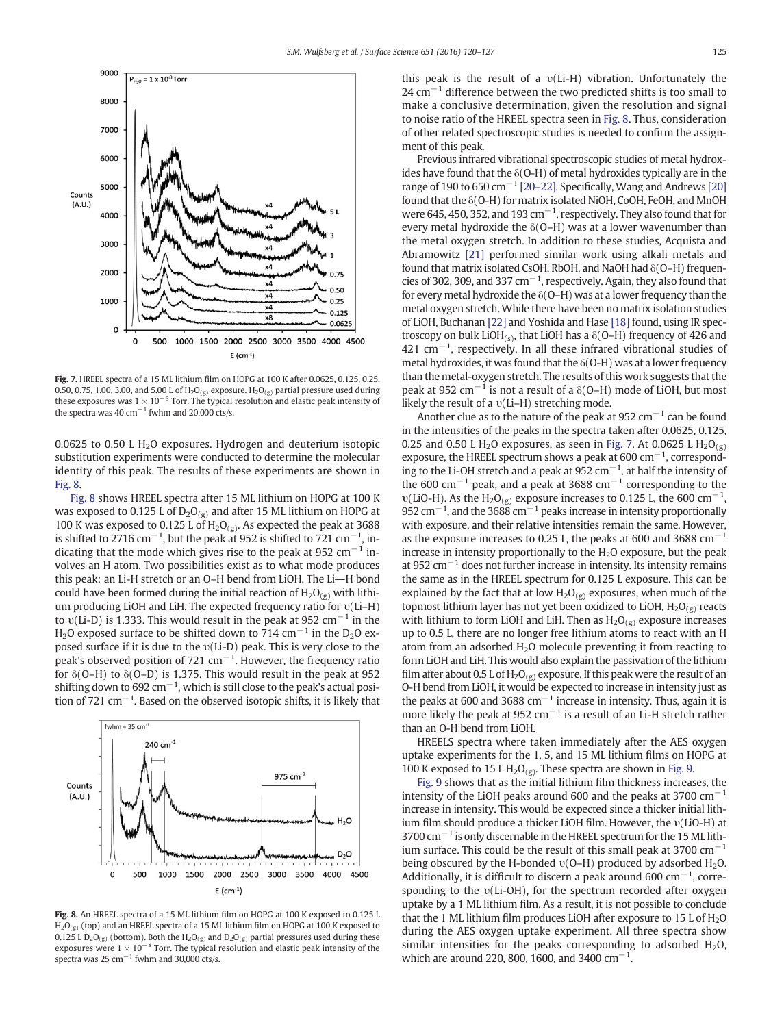Fig. 7. HREEL spectra of a 15 ML lithium film on HOPG at 100 K after 0.0625, 0.125, 0.25, 0.50, 0.75, 1.00, 3.00, and 5.00 L $H_2O_{(g)}$ exposure. $H_2O_{(g)}$ partial pressure used during these exposures was $1 \times 10^{-8}$ Torr. The typical resolution and elastic peak intensity of the spectra was 40 $cm^{-1}$ fwhm and 20,000 cts/s.

0.0625 to 0.50 L $H_2O$ exposures. Hydrogen and deuterium isotopic substitution experiments were conducted to determine the molecular identity of this peak. The results of these experiments are shown in Fig. 8.

Fig. 8 shows HREEL spectra after 15 ML lithium on HOPG at 100 K was exposed to 0.125 L of $D_2O_{(g)}$ and after 15 ML lithium on HOPG at 100 K was exposed to 0.125 L of $H_2O_{(g)}$. As expected the peak at 3688 is shifted to 2716 $cm^{-1}$, but the peak at 952 is shifted to 721 $cm^{-1}$, indicating that the mode which gives rise to the peak at 952 $cm^{-1}$ involves an H atom. Two possibilities exist as to what mode produces this peak: an Li-H stretch or an O–H bend from LiOH. The Li—H bond could have been formed during the initial reaction of $H_2O_{(g)}$ with lithium producing LiOH and LiH. The expected frequency ratio for υ(Li–H) to υ(Li-D) is 1.333. This would result in the peak at 952 $cm^{-1}$ in the $H_2O$ exposed surface to be shifted down to 714 $cm^{-1}$ in the $D_2O$ exposed surface if it is due to the υ(Li-D) peak. This is very close to the peak's observed position of 721 $cm^{-1}$. However, the frequency ratio for δ(O–H) to δ(O–D) is 1.375. This would result in the peak at 952 shifting down to 692 $cm^{-1}$, which is still close to the peak's actual position of 721 $cm^{-1}$. Based on the observed isotopic shifts, it is likely that

Fig. 8. An HREEL spectra of a 15 ML lithium film on HOPG at 100 K exposed to 0.125 L $H_2O_{(g)}$ (top) and an HREEL spectra of a 15 ML lithium film on HOPG at 100 K exposed to 0.125 L $D_2O_{(g)}$ (bottom). Both the $H_2O_{(g)}$ and $D_2O_{(g)}$ partial pressures used during these exposures were $1 \times 10^{-8}$ Torr. The typical resolution and elastic peak intensity of the spectra was 25 $cm^{-1}$ fwhm and 30,000 cts/s.

this peak is the result of a υ(Li-H) vibration. Unfortunately the 24 $cm^{-1}$ difference between the two predicted shifts is too small to make a conclusive determination, given the resolution and signal to noise ratio of the HREEL spectra seen in Fig. 8. Thus, consideration of other related spectroscopic studies is needed to confirm the assignment of this peak.

Previous infrared vibrational spectroscopic studies of metal hydroxides have found that the δ(O-H) of metal hydroxides typically are in the range of 190 to 650 $cm^{-1}$ [20–22]. Specifically, Wang and Andrews [20] found that the δ(O-H) for matrix isolated NiOH, CoOH, FeOH, and MnOH were 645, 450, 352, and 193 $cm^{-1}$, respectively. They also found that for every metal hydroxide the δ(O–H) was at a lower wavenumber than the metal oxygen stretch. In addition to these studies, Acquista and Abramowitz [21] performed similar work using alkali metals and found that matrix isolated CsOH, RbOH, and NaOH had δ(O–H) frequencies of 302, 309, and 337 $cm^{-1}$, respectively. Again, they also found that for every metal hydroxide the δ(O–H) was at a lower frequency than the metal oxygen stretch. While there have been no matrix isolation studies of LiOH, Buchanan [22] and Yoshida and Hase [18] found, using IR spectroscopy on bulk $LiOH_{(s)}$, that LiOH has a δ(O–H) frequency of 426 and 421 $cm^{-1}$, respectively. In all these infrared vibrational studies of metal hydroxides, it was found that the δ(O-H) was at a lower frequency than the metal-oxygen stretch. The results of this work suggests that the peak at 952 $cm^{-1}$ is not a result of a δ(O–H) mode of LiOH, but most likely the result of a υ(Li–H) stretching mode.

Another clue as to the nature of the peak at 952 $cm^{-1}$ can be found in the intensities of the peaks in the spectra taken after 0.0625, 0.125, 0.25 and 0.50 L $H_2O$ exposures, as seen in Fig. 7. At 0.0625 L $H_2O_{(g)}$ exposure, the HREEL spectrum shows a peak at 600 $cm^{-1}$, corresponding to the Li-OH stretch and a peak at 952 $cm^{-1}$, at half the intensity of the 600 $cm^{-1}$ peak, and a peak at 3688 $cm^{-1}$ corresponding to the υ(LiO-H). As the $H_2O_{(g)}$ exposure increases to 0.125 L, the 600 $cm^{-1}$, 952 $cm^{-1}$, and the 3688 $cm^{-1}$ peaks increase in intensity proportionally with exposure, and their relative intensities remain the same. However, as the exposure increases to 0.25 L, the peaks at 600 and 3688 $cm^{-1}$ increase in intensity proportionally to the $H_2O$ exposure, but the peak at 952 $cm^{-1}$ does not further increase in intensity. Its intensity remains the same as in the HREEL spectrum for 0.125 L exposure. This can be explained by the fact that at low $H_2O_{(g)}$ exposures, when much of the topmost lithium layer has not yet been oxidized to LiOH, $H_2O_{(g)}$ reacts with lithium to form LiOH and LiH. Then as $H_2O_{(g)}$ exposure increases up to 0.5 L, there are no longer free lithium atoms to react with an H atom from an adsorbed $H_2O$ molecule preventing it from reacting to form LiOH and LiH. This would also explain the passivation of the lithium film after about 0.5 L of $H_2O_{(g)}$ exposure. If this peak were the result of an O-H bend from LiOH, it would be expected to increase in intensity just as the peaks at 600 and 3688 $cm^{-1}$ increase in intensity. Thus, again it is more likely the peak at 952 $cm^{-1}$ is a result of an Li-H stretch rather than an O-H bend from LiOH.

HREELS spectra where taken immediately after the AES oxygen uptake experiments for the 1, 5, and 15 ML lithium films on HOPG at 100 K exposed to 15 L $H_2O_{(g)}$. These spectra are shown in Fig. 9.

Fig. 9 shows that as the initial lithium film thickness increases, the intensity of the LiOH peaks around 600 and the peaks at 3700 $cm^{-1}$ increase in intensity. This would be expected since a thicker initial lithium film should produce a thicker LiOH film. However, the υ(LiO-H) at 3700 $cm^{-1}$ is only discernable in the HREEL spectrum for the 15 ML lithium surface. This could be the result of this small peak at 3700 $cm^{-1}$ being obscured by the H-bonded υ(O–H) produced by adsorbed $H_2O$. Additionally, it is difficult to discern a peak around 600 $cm^{-1}$, corresponding to the υ(Li-OH), for the spectrum recorded after oxygen uptake by a 1 ML lithium film. As a result, it is not possible to conclude that the 1 ML lithium film produces LiOH after exposure to 15 L of $H_2O$ during the AES oxygen uptake experiment. All three spectra show similar intensities for the peaks corresponding to adsorbed $H_2O$, which are around 220, 800, 1600, and 3400 $cm^{-1}$.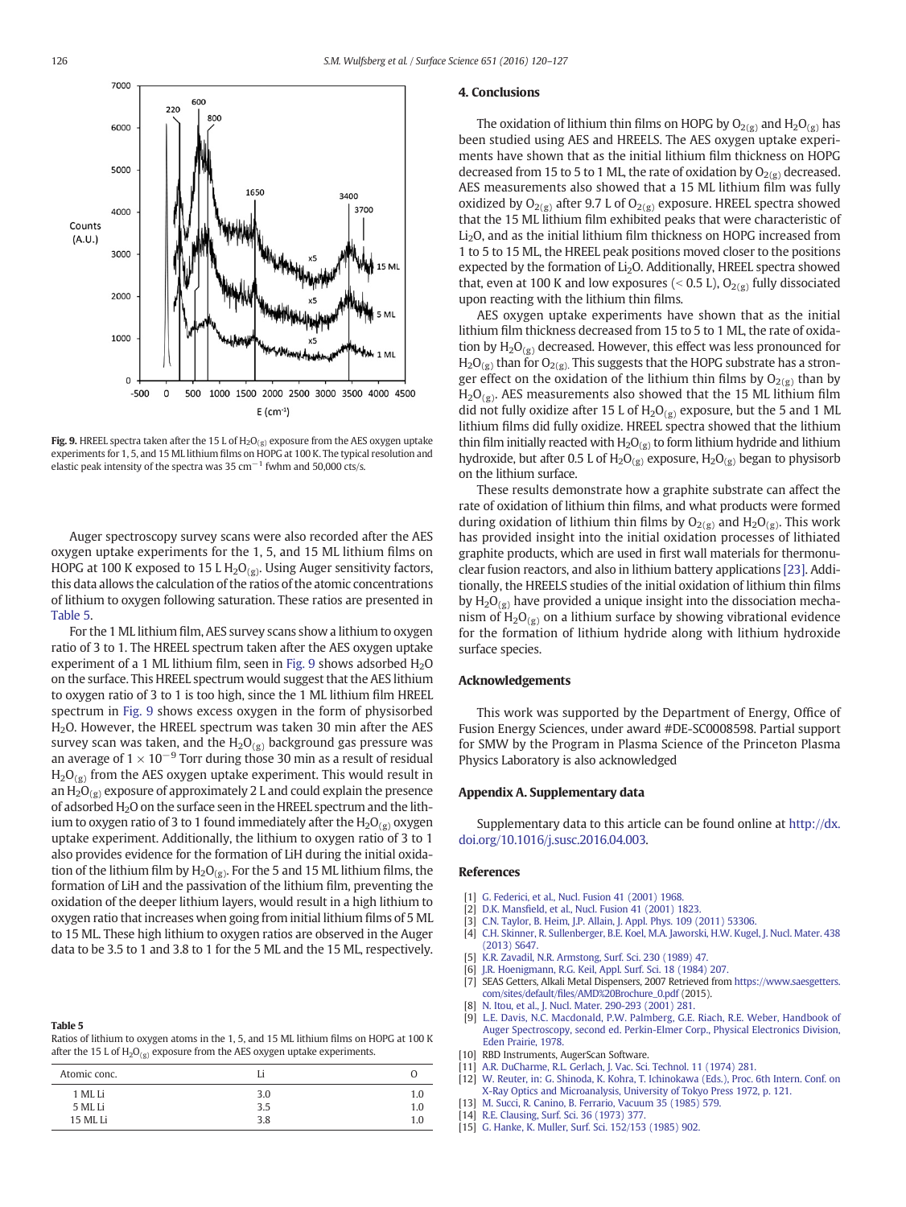**Fig. 9.** HREEL spectra taken after the 15 L of $H_2O_{(g)}$ exposure from the AES oxygen uptake experiments for 1, 5, and 15 ML lithium films on HOPG at 100 K. The typical resolution and elastic peak intensity of the spectra was 35 $cm^{-1}$ fwhm and 50,000 cts/s.

Auger spectroscopy survey scans were also recorded after the AES oxygen uptake experiments for the 1, 5, and 15 ML lithium films on HOPG at 100 K exposed to 15 L $H_2O_{(g)}$. Using Auger sensitivity factors, this data allows the calculation of the ratios of the atomic concentrations of lithium to oxygen following saturation. These ratios are presented in Table 5.

For the 1 ML lithium film, AES survey scans show a lithium to oxygen ratio of 3 to 1. The HREEL spectrum taken after the AES oxygen uptake experiment of a 1 ML lithium film, seen in Fig. 9 shows adsorbed $H_2O$ on the surface. This HREEL spectrum would suggest that the AES lithium to oxygen ratio of 3 to 1 is too high, since the 1 ML lithium film HREEL spectrum in Fig. 9 shows excess oxygen in the form of physisorbed $H_2O$. However, the HREEL spectrum was taken 30 min after the AES survey scan was taken, and the $H_2O_{(g)}$ background gas pressure was an average of $1 \times 10^{-9}$ Torr during those 30 min as a result of residual $H_2O_{(g)}$ from the AES oxygen uptake experiment. This would result in an $H_2O_{(g)}$ exposure of approximately 2 L and could explain the presence of adsorbed $H_2O$ on the surface seen in the HREEL spectrum and the lithium to oxygen ratio of 3 to 1 found immediately after the $H_2O_{(g)}$ oxygen uptake experiment. Additionally, the lithium to oxygen ratio of 3 to 1 also provides evidence for the formation of LiH during the initial oxidation of the lithium film by $H_2O_{(g)}$. For the 5 and 15 ML lithium films, the formation of LiH and the passivation of the lithium film, preventing the oxidation of the deeper lithium layers, would result in a high lithium to oxygen ratio that increases when going from initial lithium films of 5 ML to 15 ML. These high lithium to oxygen ratios are observed in the Auger data to be 3.5 to 1 and 3.8 to 1 for the 5 ML and the 15 ML, respectively.

**Table 5**
Ratios of lithium to oxygen atoms in the 1, 5, and 15 ML lithium films on HOPG at 100 K after the 15 L of $H_2O_{(g)}$ exposure from the AES oxygen uptake experiments.

| Atomic conc. | Li | O |
|---|---|---|
| 1 ML Li | 3.0 | 1.0 |
| 5 ML Li | 3.5 | 1.0 |
| 15 ML Li | 3.8 | 1.0 |

## 4. Conclusions

The oxidation of lithium thin films on HOPG by $O_{2(g)}$ and $H_2O_{(g)}$ has been studied using AES and HREELS. The AES oxygen uptake experiments have shown that as the initial lithium film thickness on HOPG decreased from 15 to 5 to 1 ML, the rate of oxidation by $O_{2(g)}$ decreased. AES measurements also showed that a 15 ML lithium film was fully oxidized by $O_{2(g)}$ after 9.7 L of $O_{2(g)}$ exposure. HREEL spectra showed that the 15 ML lithium film exhibited peaks that were characteristic of $Li_2O$, and as the initial lithium film thickness on HOPG increased from 1 to 5 to 15 ML, the HREEL peak positions moved closer to the positions expected by the formation of $Li_2O$. Additionally, HREEL spectra showed that, even at 100 K and low exposures (< 0.5 L), $O_{2(g)}$ fully dissociated upon reacting with the lithium thin films.

AES oxygen uptake experiments have shown that as the initial lithium film thickness decreased from 15 to 5 to 1 ML, the rate of oxidation by $H_2O_{(g)}$ decreased. However, this effect was less pronounced for $H_2O_{(g)}$ than for $O_{2(g)}$. This suggests that the HOPG substrate has a stronger effect on the oxidation of the lithium thin films by $O_{2(g)}$ than by $H_2O_{(g)}$. AES measurements also showed that the 15 ML lithium film did not fully oxidize after 15 L of $H_2O_{(g)}$ exposure, but the 5 and 1 ML lithium films did fully oxidize. HREEL spectra showed that the lithium thin film initially reacted with $H_2O_{(g)}$ to form lithium hydride and lithium hydroxide, but after 0.5 L of $H_2O_{(g)}$ exposure, $H_2O_{(g)}$ began to physisorb on the lithium surface.

These results demonstrate how a graphite substrate can affect the rate of oxidation of lithium thin films, and what products were formed during oxidation of lithium thin films by $O_{2(g)}$ and $H_2O_{(g)}$. This work has provided insight into the initial oxidation processes of lithiated graphite products, which are used in first wall materials for thermonuclear fusion reactors, and also in lithium battery applications [23]. Additionally, the HREELS studies of the initial oxidation of lithium thin films by $H_2O_{(g)}$ have provided a unique insight into the dissociation mechanism of $H_2O_{(g)}$ on a lithium surface by showing vibrational evidence for the formation of lithium hydride along with lithium hydroxide surface species.

## Acknowledgements

This work was supported by the Department of Energy, Office of Fusion Energy Sciences, under award #DE-SC0008598. Partial support for SMW by the Program in Plasma Science of the Princeton Plasma Physics Laboratory is also acknowledged

## Appendix A. Supplementary data

Supplementary data to this article can be found online at http://dx.doi.org/10.1016/j.susc.2016.04.003.

## References

[1] G. Federici, et al., Nucl. Fusion 41 (2001) 1968.
[2] D.K. Mansfield, et al., Nucl. Fusion 41 (2001) 1823.
[3] C.N. Taylor, B. Heim, J.P. Allain, J. Appl. Phys. 109 (2011) 53306.
[4] C.H. Skinner, R. Sullenberger, B.E. Koel, M.A. Jaworski, H.W. Kugel, J. Nucl. Mater. 438 (2013) S647.
[5] K.R. Zavadil, N.R. Armstrong, Surf. Sci. 230 (1989) 47.
[6] J.R. Hoenigmann, R.G. Keil, Appl. Surf. Sci. 18 (1984) 207.
[7] SEAS Getters, Alkali Metal Dispensers, 2007 Retrieved from https://www.saesgetters.com/sites/default/files/AMD%20Brochure_0.pdf (2015).
[8] N. Itou, et al., J. Nucl. Mater. 290-293 (2001) 281.
[9] L.E. Davis, N.C. Macdonald, P.W. Palmberg, G.E. Riach, R.E. Weber, Handbook of Auger Spectroscopy, second ed. Perkin-Elmer Corp., Physical Electronics Division, Eden Prairie, 1978.
[10] RBD Instruments, AugerScan Software.
[11] A.R. DuCharme, R.L. Gerlach, J. Vac. Sci. Technol. 11 (1974) 281.
[12] W. Reuter, in: G. Shinoda, K. Kohra, T. Ichinokawa (Eds.), Proc. 6th Intern. Conf. on X-Ray Optics and Microanalysis, University of Tokyo Press 1972, p. 121.
[13] M. Succi, R. Canino, B. Ferrario, Vacuum 35 (1985) 579.
[14] R.E. Clausing, Surf. Sci. 36 (1973) 377.
[15] G. Hanke, K. Muller, Surf. Sci. 152/153 (1985) 902.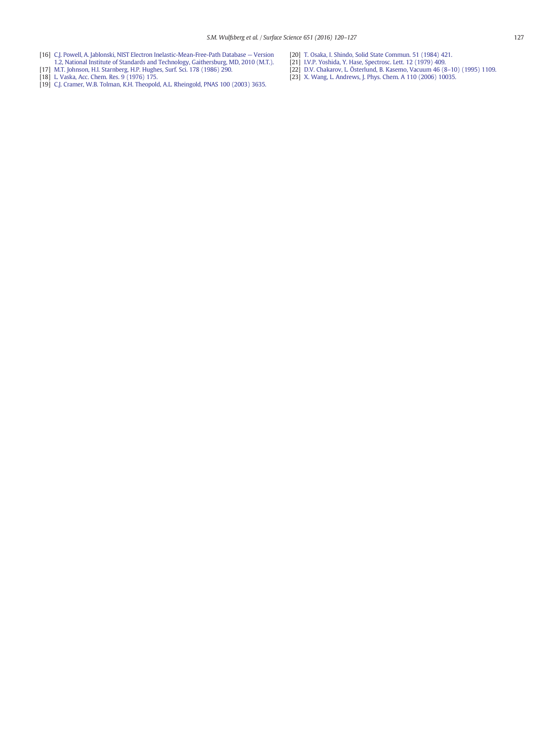[16] C.J. Powell, A. Jablonski, NIST Electron Inelastic-Mean-Free-Path Database — Version 1.2, National Institute of Standards and Technology, Gaithersburg, MD, 2010 (M.T.).

[17] M.T. Johnson, H.I. Starnberg, H.P. Hughes, Surf. Sci. 178 (1986) 290.

[18] L. Vaska, Acc. Chem. Res. 9 (1976) 175.

[19] C.J. Cramer, W.B. Tolman, K.H. Theopold, A.L. Rheingold, PNAS 100 (2003) 3635.

[20] T. Osaka, I. Shindo, Solid State Commun. 51 (1984) 421.

[21] I.V.P. Yoshida, Y. Hase, Spectrosc. Lett. 12 (1979) 409.

[22] D.V. Chakarov, L. Österlund, B. Kasemo, Vacuum 46 (8–10) (1995) 1109.

[23] X. Wang, L. Andrews, J. Phys. Chem. A 110 (2006) 10035.